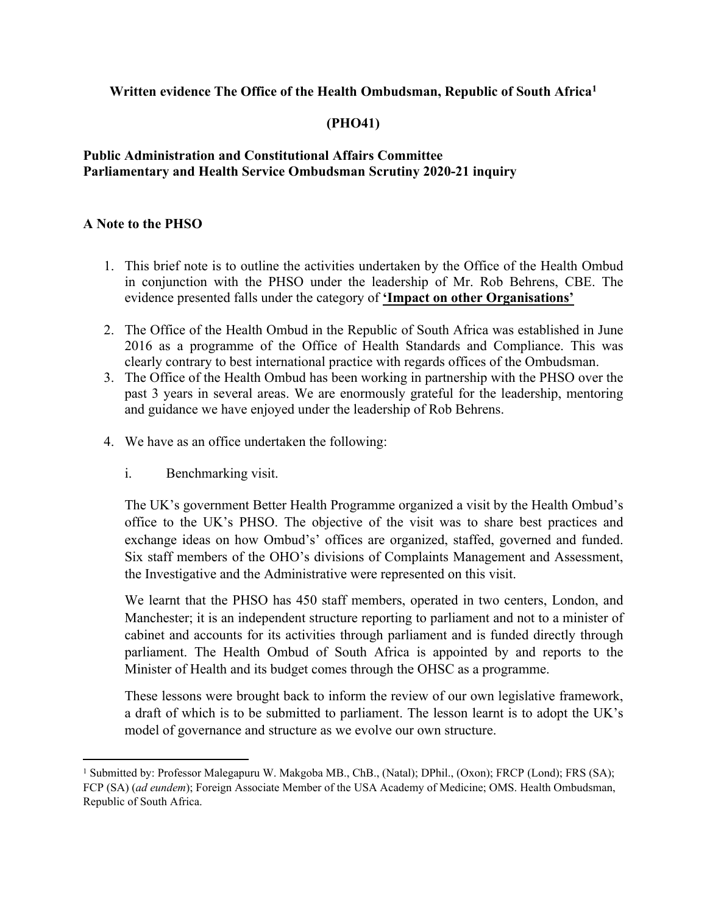**Written evidence The Office of the Health Ombudsman, Republic of South Africa[1]**

**(PHO41)**

**Public Administration and Constitutional Affairs Committee**
**Parliamentary and Health Service Ombudsman Scrutiny 2020-21 inquiry**

**A Note to the PHSO**

1. This brief note is to outline the activities undertaken by the Office of the Health Ombud in conjunction with the PHSO under the leadership of Mr. Rob Behrens, CBE. The evidence presented falls under the category of **<u>'Impact on other Organisations'</u>**
2. The Office of the Health Ombud in the Republic of South Africa was established in June 2016 as a programme of the Office of Health Standards and Compliance. This was clearly contrary to best international practice with regards offices of the Ombudsman.
3. The Office of the Health Ombud has been working in partnership with the PHSO over the past 3 years in several areas. We are enormously grateful for the leadership, mentoring and guidance we have enjoyed under the leadership of Rob Behrens.
4. We have as an office undertaken the following:

    i. Benchmarking visit.

    The UK's government Better Health Programme organized a visit by the Health Ombud's office to the UK's PHSO. The objective of the visit was to share best practices and exchange ideas on how Ombud's' offices are organized, staffed, governed and funded. Six staff members of the OHO's divisions of Complaints Management and Assessment, the Investigative and the Administrative were represented on this visit.

    We learnt that the PHSO has 450 staff members, operated in two centers, London, and Manchester; it is an independent structure reporting to parliament and not to a minister of cabinet and accounts for its activities through parliament and is funded directly through parliament. The Health Ombud of South Africa is appointed by and reports to the Minister of Health and its budget comes through the OHSC as a programme.

    These lessons were brought back to inform the review of our own legislative framework, a draft of which is to be submitted to parliament. The lesson learnt is to adopt the UK's model of governance and structure as we evolve our own structure.

---

[1] Submitted by: Professor Malegapuru W. Makgoba MB., ChB., (Natal); DPhil., (Oxon); FRCP (Lond); FRS (SA); FCP (SA) (*ad eundem*); Foreign Associate Member of the USA Academy of Medicine; OMS. Health Ombudsman, Republic of South Africa.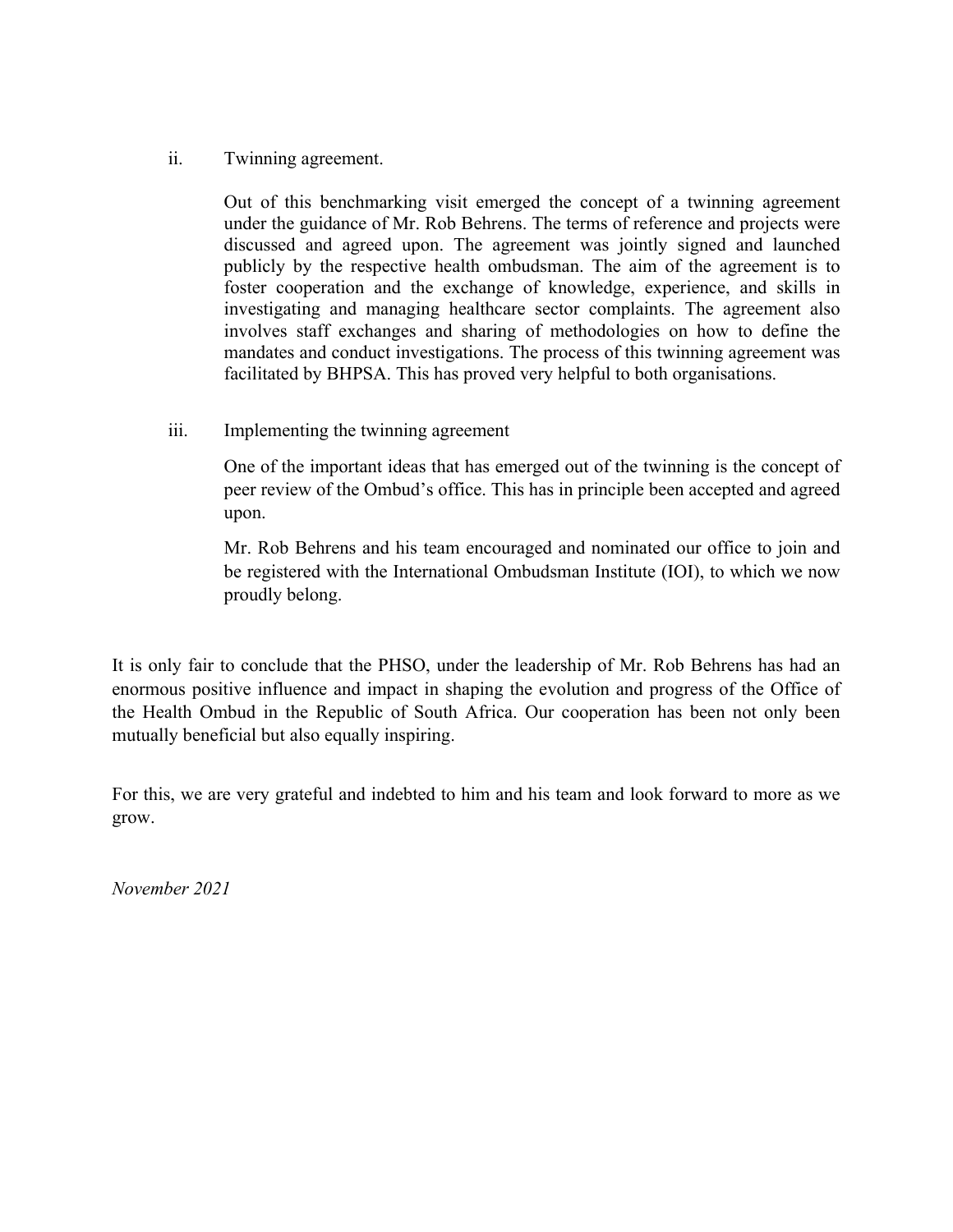ii. Twinning agreement.

Out of this benchmarking visit emerged the concept of a twinning agreement under the guidance of Mr. Rob Behrens. The terms of reference and projects were discussed and agreed upon. The agreement was jointly signed and launched publicly by the respective health ombudsman. The aim of the agreement is to foster cooperation and the exchange of knowledge, experience, and skills in investigating and managing healthcare sector complaints. The agreement also involves staff exchanges and sharing of methodologies on how to define the mandates and conduct investigations. The process of this twinning agreement was facilitated by BHPSA. This has proved very helpful to both organisations.

iii. Implementing the twinning agreement

One of the important ideas that has emerged out of the twinning is the concept of peer review of the Ombud's office. This has in principle been accepted and agreed upon.

Mr. Rob Behrens and his team encouraged and nominated our office to join and be registered with the International Ombudsman Institute (IOI), to which we now proudly belong.

It is only fair to conclude that the PHSO, under the leadership of Mr. Rob Behrens has had an enormous positive influence and impact in shaping the evolution and progress of the Office of the Health Ombud in the Republic of South Africa. Our cooperation has been not only been mutually beneficial but also equally inspiring.

For this, we are very grateful and indebted to him and his team and look forward to more as we grow.

*November 2021*